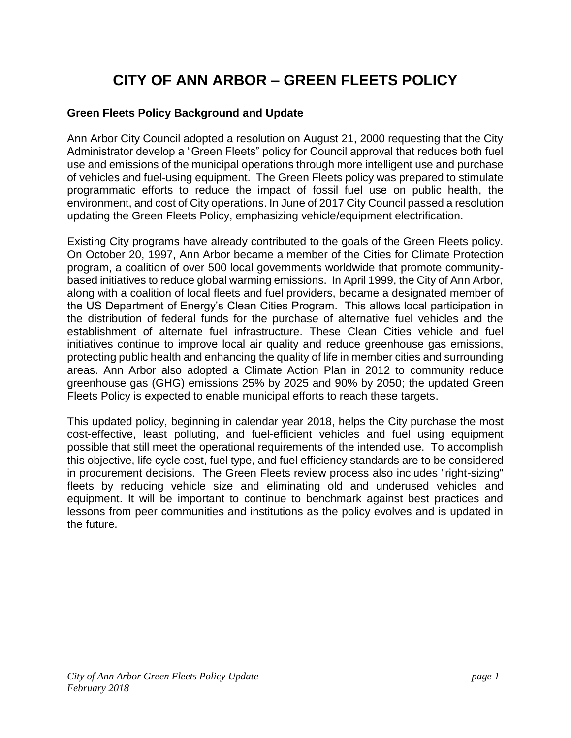# CITY OF ANN ARBOR – GREEN FLEETS POLICY

### Green Fleets Policy Background and Update

Ann Arbor City Council adopted a resolution on August 21, 2000 requesting that the City Administrator develop a "Green Fleets" policy for Council approval that reduces both fuel use and emissions of the municipal operations through more intelligent use and purchase of vehicles and fuel-using equipment. The Green Fleets policy was prepared to stimulate programmatic efforts to reduce the impact of fossil fuel use on public health, the environment, and cost of City operations. In June of 2017 City Council passed a resolution updating the Green Fleets Policy, emphasizing vehicle/equipment electrification.

Existing City programs have already contributed to the goals of the Green Fleets policy. On October 20, 1997, Ann Arbor became a member of the Cities for Climate Protection program, a coalition of over 500 local governments worldwide that promote community-based initiatives to reduce global warming emissions. In April 1999, the City of Ann Arbor, along with a coalition of local fleets and fuel providers, became a designated member of the US Department of Energy's Clean Cities Program. This allows local participation in the distribution of federal funds for the purchase of alternative fuel vehicles and the establishment of alternate fuel infrastructure. These Clean Cities vehicle and fuel initiatives continue to improve local air quality and reduce greenhouse gas emissions, protecting public health and enhancing the quality of life in member cities and surrounding areas. Ann Arbor also adopted a Climate Action Plan in 2012 to community reduce greenhouse gas (GHG) emissions 25% by 2025 and 90% by 2050; the updated Green Fleets Policy is expected to enable municipal efforts to reach these targets.

This updated policy, beginning in calendar year 2018, helps the City purchase the most cost-effective, least polluting, and fuel-efficient vehicles and fuel using equipment possible that still meet the operational requirements of the intended use. To accomplish this objective, life cycle cost, fuel type, and fuel efficiency standards are to be considered in procurement decisions. The Green Fleets review process also includes "right-sizing" fleets by reducing vehicle size and eliminating old and underused vehicles and equipment. It will be important to continue to benchmark against best practices and lessons from peer communities and institutions as the policy evolves and is updated in the future.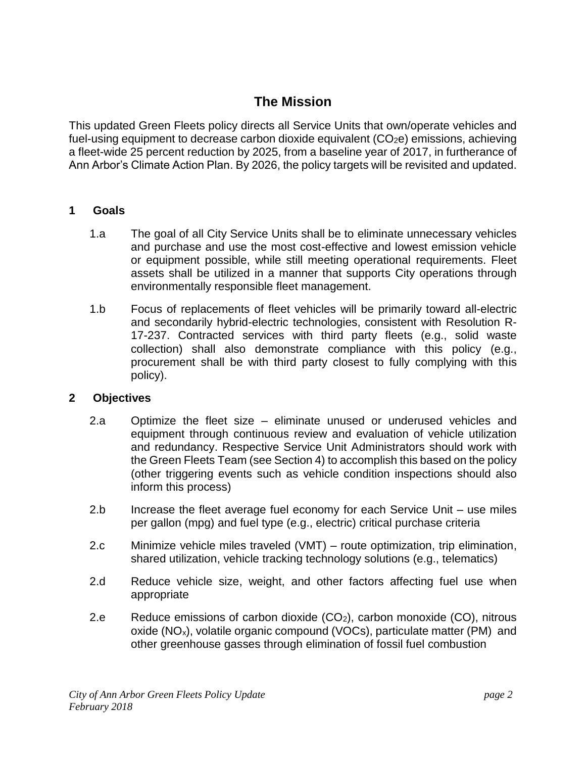# The Mission

This updated Green Fleets policy directs all Service Units that own/operate vehicles and fuel-using equipment to decrease carbon dioxide equivalent ($CO_2e$) emissions, achieving a fleet-wide 25 percent reduction by 2025, from a baseline year of 2017, in furtherance of Ann Arbor's Climate Action Plan. By 2026, the policy targets will be revisited and updated.

## 1 Goals

1.a The goal of all City Service Units shall be to eliminate unnecessary vehicles and purchase and use the most cost-effective and lowest emission vehicle or equipment possible, while still meeting operational requirements. Fleet assets shall be utilized in a manner that supports City operations through environmentally responsible fleet management.

1.b Focus of replacements of fleet vehicles will be primarily toward all-electric and secondarily hybrid-electric technologies, consistent with Resolution R-17-237. Contracted services with third party fleets (e.g., solid waste collection) shall also demonstrate compliance with this policy (e.g., procurement shall be with third party closest to fully complying with this policy).

## 2 Objectives

2.a Optimize the fleet size – eliminate unused or underused vehicles and equipment through continuous review and evaluation of vehicle utilization and redundancy. Respective Service Unit Administrators should work with the Green Fleets Team (see Section 4) to accomplish this based on the policy (other triggering events such as vehicle condition inspections should also inform this process)

2.b Increase the fleet average fuel economy for each Service Unit – use miles per gallon (mpg) and fuel type (e.g., electric) critical purchase criteria

2.c Minimize vehicle miles traveled (VMT) – route optimization, trip elimination, shared utilization, vehicle tracking technology solutions (e.g., telematics)

2.d Reduce vehicle size, weight, and other factors affecting fuel use when appropriate

2.e Reduce emissions of carbon dioxide ($CO_2$), carbon monoxide (CO), nitrous oxide ($NO_x$), volatile organic compound (VOCs), particulate matter (PM) and other greenhouse gasses through elimination of fossil fuel combustion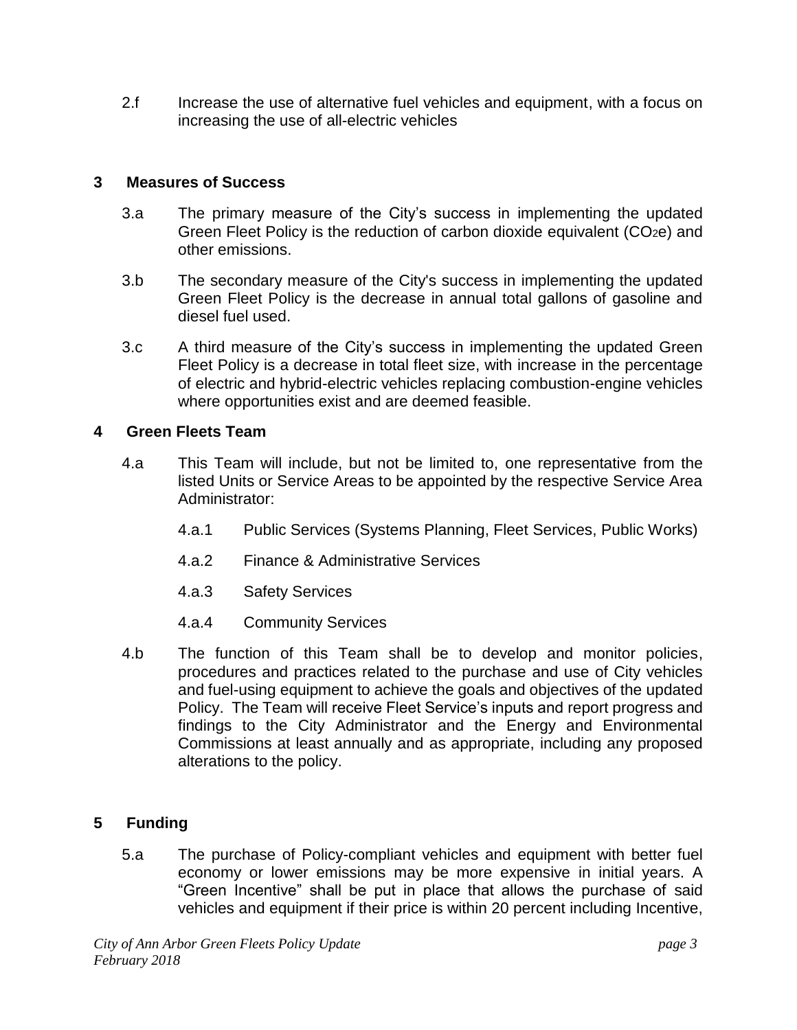2.f Increase the use of alternative fuel vehicles and equipment, with a focus on increasing the use of all-electric vehicles

## 3 Measures of Success

3.a The primary measure of the City's success in implementing the updated Green Fleet Policy is the reduction of carbon dioxide equivalent ($CO_2e$) and other emissions.

3.b The secondary measure of the City's success in implementing the updated Green Fleet Policy is the decrease in annual total gallons of gasoline and diesel fuel used.

3.c A third measure of the City's success in implementing the updated Green Fleet Policy is a decrease in total fleet size, with increase in the percentage of electric and hybrid-electric vehicles replacing combustion-engine vehicles where opportunities exist and are deemed feasible.

## 4 Green Fleets Team

4.a This Team will include, but not be limited to, one representative from the listed Units or Service Areas to be appointed by the respective Service Area Administrator:

4.a.1 Public Services (Systems Planning, Fleet Services, Public Works)

4.a.2 Finance & Administrative Services

4.a.3 Safety Services

4.a.4 Community Services

4.b The function of this Team shall be to develop and monitor policies, procedures and practices related to the purchase and use of City vehicles and fuel-using equipment to achieve the goals and objectives of the updated Policy. The Team will receive Fleet Service's inputs and report progress and findings to the City Administrator and the Energy and Environmental Commissions at least annually and as appropriate, including any proposed alterations to the policy.

## 5 Funding

5.a The purchase of Policy-compliant vehicles and equipment with better fuel economy or lower emissions may be more expensive in initial years. A "Green Incentive" shall be put in place that allows the purchase of said vehicles and equipment if their price is within 20 percent including Incentive,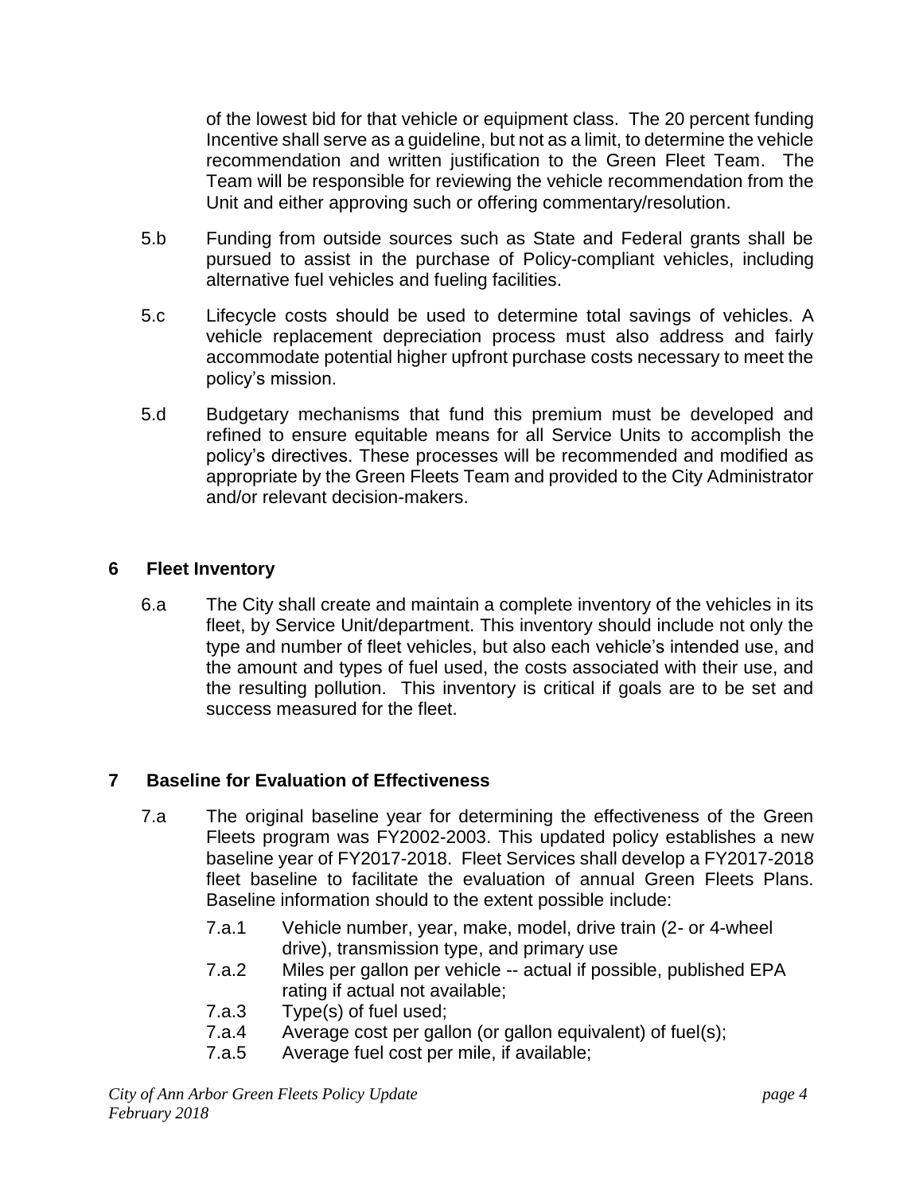of the lowest bid for that vehicle or equipment class. The 20 percent funding Incentive shall serve as a guideline, but not as a limit, to determine the vehicle recommendation and written justification to the Green Fleet Team. The Team will be responsible for reviewing the vehicle recommendation from the Unit and either approving such or offering commentary/resolution.

5.b Funding from outside sources such as State and Federal grants shall be pursued to assist in the purchase of Policy-compliant vehicles, including alternative fuel vehicles and fueling facilities.

5.c Lifecycle costs should be used to determine total savings of vehicles. A vehicle replacement depreciation process must also address and fairly accommodate potential higher upfront purchase costs necessary to meet the policy's mission.

5.d Budgetary mechanisms that fund this premium must be developed and refined to ensure equitable means for all Service Units to accomplish the policy's directives. These processes will be recommended and modified as appropriate by the Green Fleets Team and provided to the City Administrator and/or relevant decision-makers.

## 6 Fleet Inventory

6.a The City shall create and maintain a complete inventory of the vehicles in its fleet, by Service Unit/department. This inventory should include not only the type and number of fleet vehicles, but also each vehicle's intended use, and the amount and types of fuel used, the costs associated with their use, and the resulting pollution. This inventory is critical if goals are to be set and success measured for the fleet.

## 7 Baseline for Evaluation of Effectiveness

7.a The original baseline year for determining the effectiveness of the Green Fleets program was FY2002-2003. This updated policy establishes a new baseline year of FY2017-2018. Fleet Services shall develop a FY2017-2018 fleet baseline to facilitate the evaluation of annual Green Fleets Plans. Baseline information should to the extent possible include:

- 7.a.1 Vehicle number, year, make, model, drive train (2- or 4-wheel drive), transmission type, and primary use
- 7.a.2 Miles per gallon per vehicle -- actual if possible, published EPA rating if actual not available;
- 7.a.3 Type(s) of fuel used;
- 7.a.4 Average cost per gallon (or gallon equivalent) of fuel(s);
- 7.a.5 Average fuel cost per mile, if available;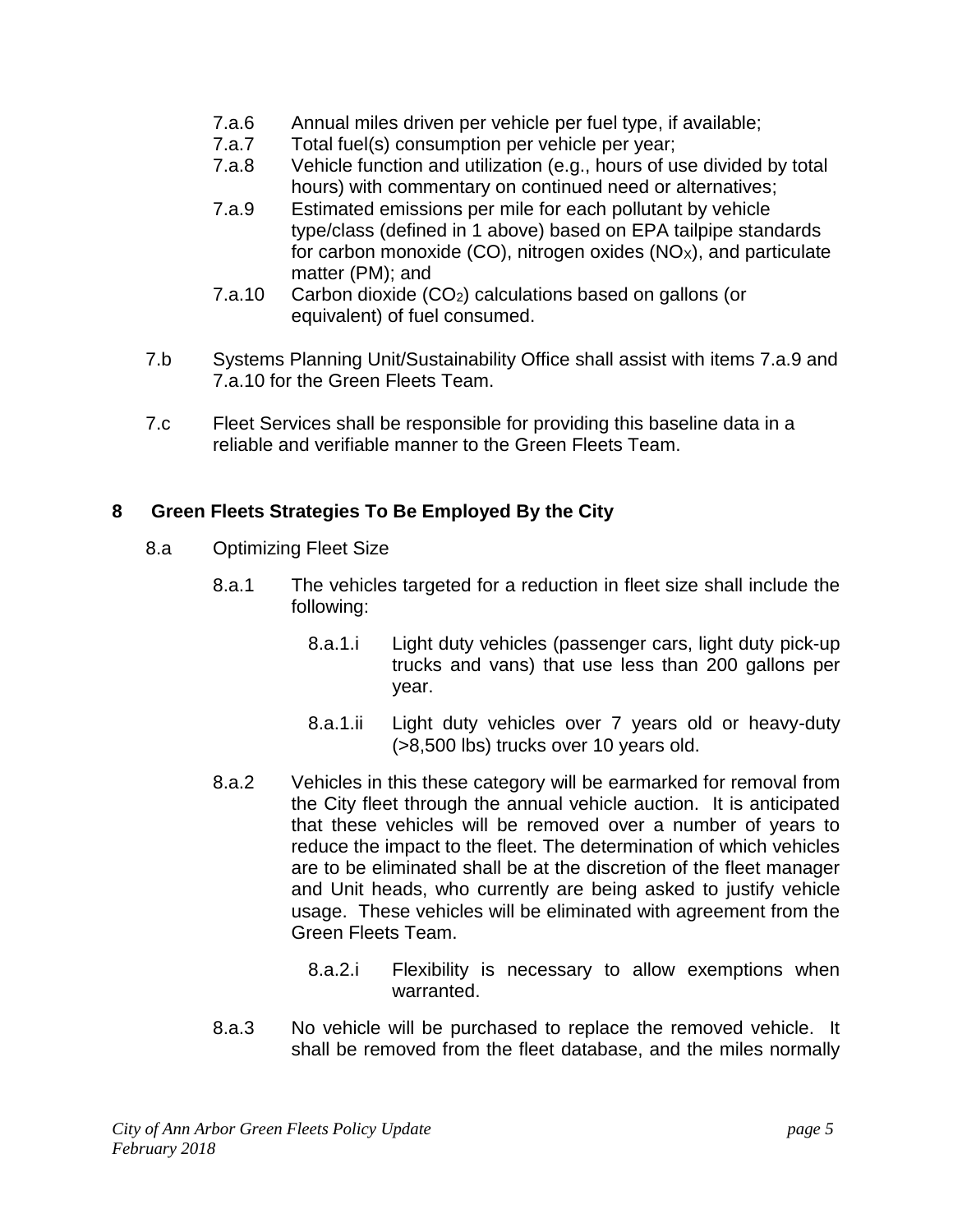- 7.a.6 Annual miles driven per vehicle per fuel type, if available;
- 7.a.7 Total fuel(s) consumption per vehicle per year;
- 7.a.8 Vehicle function and utilization (e.g., hours of use divided by total hours) with commentary on continued need or alternatives;
- 7.a.9 Estimated emissions per mile for each pollutant by vehicle type/class (defined in 1 above) based on EPA tailpipe standards for carbon monoxide (CO), nitrogen oxides ($NO_X$), and particulate matter (PM); and
- 7.a.10 Carbon dioxide ($CO_2$) calculations based on gallons (or equivalent) of fuel consumed.

7.b Systems Planning Unit/Sustainability Office shall assist with items 7.a.9 and 7.a.10 for the Green Fleets Team.

7.c Fleet Services shall be responsible for providing this baseline data in a reliable and verifiable manner to the Green Fleets Team.

## 8 Green Fleets Strategies To Be Employed By the City

8.a Optimizing Fleet Size

8.a.1 The vehicles targeted for a reduction in fleet size shall include the following:

- 8.a.1.i Light duty vehicles (passenger cars, light duty pick-up trucks and vans) that use less than 200 gallons per year.
- 8.a.1.ii Light duty vehicles over 7 years old or heavy-duty (>8,500 lbs) trucks over 10 years old.

8.a.2 Vehicles in this these category will be earmarked for removal from the City fleet through the annual vehicle auction. It is anticipated that these vehicles will be removed over a number of years to reduce the impact to the fleet. The determination of which vehicles are to be eliminated shall be at the discretion of the fleet manager and Unit heads, who currently are being asked to justify vehicle usage. These vehicles will be eliminated with agreement from the Green Fleets Team.

- 8.a.2.i Flexibility is necessary to allow exemptions when warranted.

8.a.3 No vehicle will be purchased to replace the removed vehicle. It shall be removed from the fleet database, and the miles normally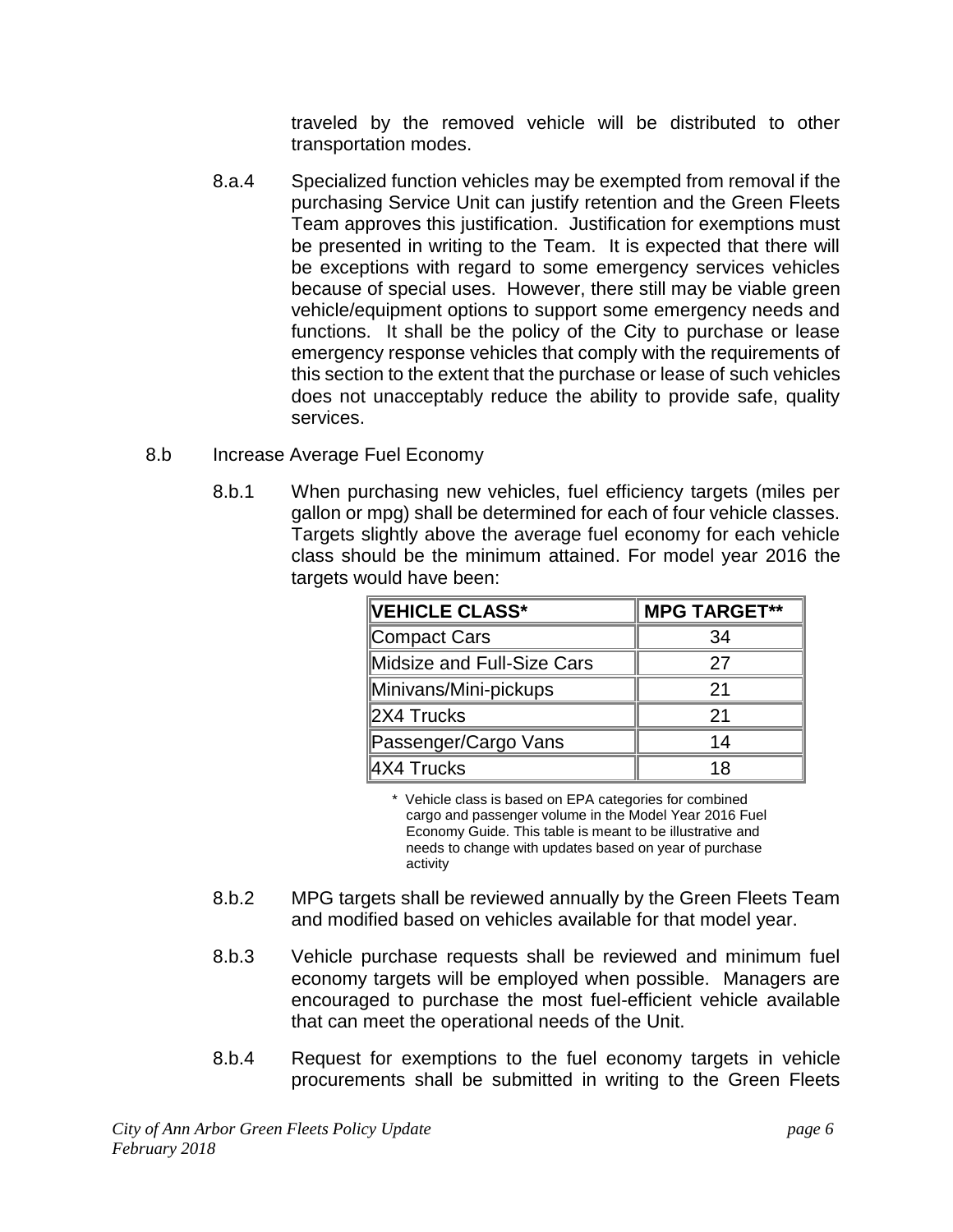traveled by the removed vehicle will be distributed to other transportation modes.

8.a.4 Specialized function vehicles may be exempted from removal if the purchasing Service Unit can justify retention and the Green Fleets Team approves this justification. Justification for exemptions must be presented in writing to the Team. It is expected that there will be exceptions with regard to some emergency services vehicles because of special uses. However, there still may be viable green vehicle/equipment options to support some emergency needs and functions. It shall be the policy of the City to purchase or lease emergency response vehicles that comply with the requirements of this section to the extent that the purchase or lease of such vehicles does not unacceptably reduce the ability to provide safe, quality services.

8.b Increase Average Fuel Economy

8.b.1 When purchasing new vehicles, fuel efficiency targets (miles per gallon or mpg) shall be determined for each of four vehicle classes. Targets slightly above the average fuel economy for each vehicle class should be the minimum attained. For model year 2016 the targets would have been:

| VEHICLE CLASS* | MPG TARGET** |
|---|---|
| Compact Cars | 34 |
| Midsize and Full-Size Cars | 27 |
| Minivans/Mini-pickups | 21 |
| 2X4 Trucks | 21 |
| Passenger/Cargo Vans | 14 |
| 4X4 Trucks | 18 |

\* Vehicle class is based on EPA categories for combined cargo and passenger volume in the Model Year 2016 Fuel Economy Guide. This table is meant to be illustrative and needs to change with updates based on year of purchase activity

8.b.2 MPG targets shall be reviewed annually by the Green Fleets Team and modified based on vehicles available for that model year.

8.b.3 Vehicle purchase requests shall be reviewed and minimum fuel economy targets will be employed when possible. Managers are encouraged to purchase the most fuel-efficient vehicle available that can meet the operational needs of the Unit.

8.b.4 Request for exemptions to the fuel economy targets in vehicle procurements shall be submitted in writing to the Green Fleets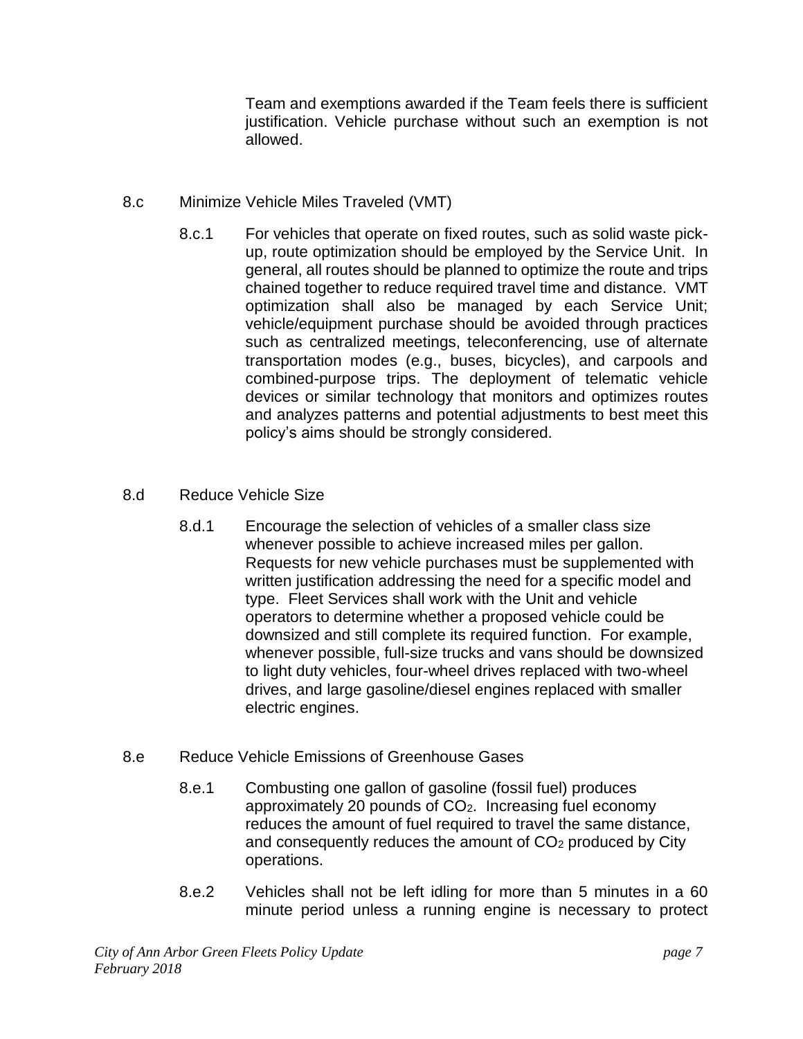Team and exemptions awarded if the Team feels there is sufficient justification. Vehicle purchase without such an exemption is not allowed.

8.c Minimize Vehicle Miles Traveled (VMT)

8.c.1 For vehicles that operate on fixed routes, such as solid waste pick-up, route optimization should be employed by the Service Unit. In general, all routes should be planned to optimize the route and trips chained together to reduce required travel time and distance. VMT optimization shall also be managed by each Service Unit; vehicle/equipment purchase should be avoided through practices such as centralized meetings, teleconferencing, use of alternate transportation modes (e.g., buses, bicycles), and carpools and combined-purpose trips. The deployment of telematic vehicle devices or similar technology that monitors and optimizes routes and analyzes patterns and potential adjustments to best meet this policy's aims should be strongly considered.

8.d Reduce Vehicle Size

8.d.1 Encourage the selection of vehicles of a smaller class size whenever possible to achieve increased miles per gallon. Requests for new vehicle purchases must be supplemented with written justification addressing the need for a specific model and type. Fleet Services shall work with the Unit and vehicle operators to determine whether a proposed vehicle could be downsized and still complete its required function. For example, whenever possible, full-size trucks and vans should be downsized to light duty vehicles, four-wheel drives replaced with two-wheel drives, and large gasoline/diesel engines replaced with smaller electric engines.

8.e Reduce Vehicle Emissions of Greenhouse Gases

8.e.1 Combusting one gallon of gasoline (fossil fuel) produces approximately 20 pounds of $CO_2$. Increasing fuel economy reduces the amount of fuel required to travel the same distance, and consequently reduces the amount of $CO_2$ produced by City operations.

8.e.2 Vehicles shall not be left idling for more than 5 minutes in a 60 minute period unless a running engine is necessary to protect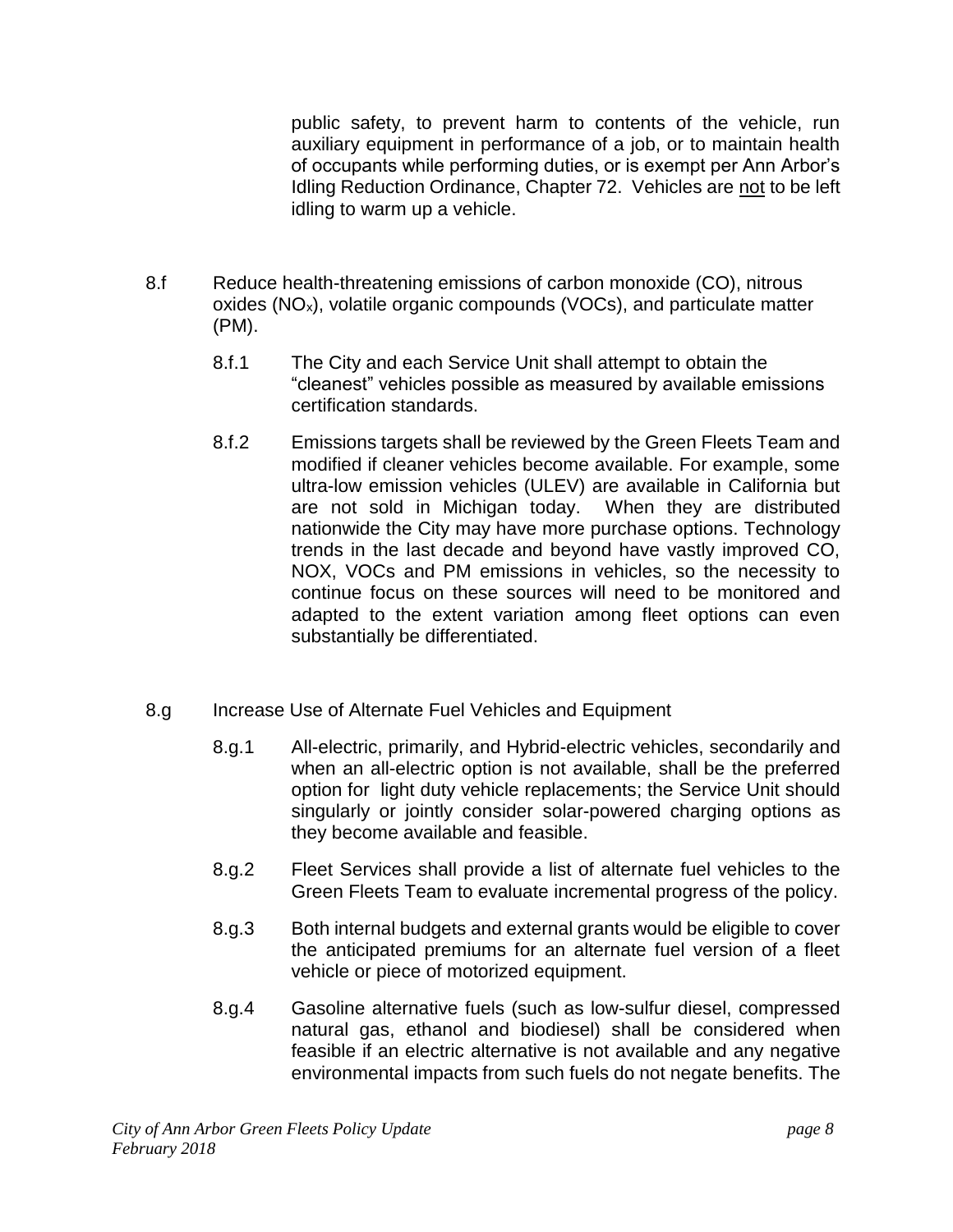public safety, to prevent harm to contents of the vehicle, run auxiliary equipment in performance of a job, or to maintain health of occupants while performing duties, or is exempt per Ann Arbor's Idling Reduction Ordinance, Chapter 72. Vehicles are <u>not</u> to be left idling to warm up a vehicle.

8.f Reduce health-threatening emissions of carbon monoxide (CO), nitrous oxides ($NO_x$), volatile organic compounds (VOCs), and particulate matter (PM).

8.f.1 The City and each Service Unit shall attempt to obtain the "cleanest" vehicles possible as measured by available emissions certification standards.

8.f.2 Emissions targets shall be reviewed by the Green Fleets Team and modified if cleaner vehicles become available. For example, some ultra-low emission vehicles (ULEV) are available in California but are not sold in Michigan today. When they are distributed nationwide the City may have more purchase options. Technology trends in the last decade and beyond have vastly improved CO, NOX, VOCs and PM emissions in vehicles, so the necessity to continue focus on these sources will need to be monitored and adapted to the extent variation among fleet options can even substantially be differentiated.

8.g Increase Use of Alternate Fuel Vehicles and Equipment

8.g.1 All-electric, primarily, and Hybrid-electric vehicles, secondarily and when an all-electric option is not available, shall be the preferred option for light duty vehicle replacements; the Service Unit should singularly or jointly consider solar-powered charging options as they become available and feasible.

8.g.2 Fleet Services shall provide a list of alternate fuel vehicles to the Green Fleets Team to evaluate incremental progress of the policy.

8.g.3 Both internal budgets and external grants would be eligible to cover the anticipated premiums for an alternate fuel version of a fleet vehicle or piece of motorized equipment.

8.g.4 Gasoline alternative fuels (such as low-sulfur diesel, compressed natural gas, ethanol and biodiesel) shall be considered when feasible if an electric alternative is not available and any negative environmental impacts from such fuels do not negate benefits. The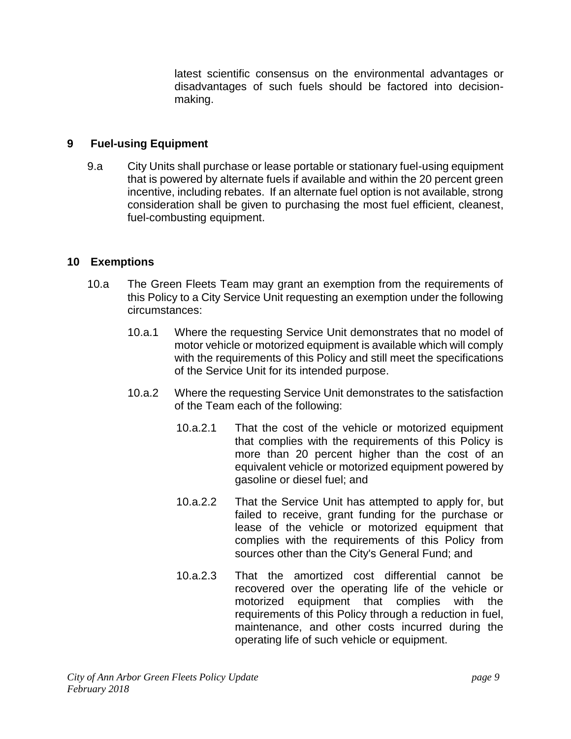latest scientific consensus on the environmental advantages or disadvantages of such fuels should be factored into decision-making.

## 9 Fuel-using Equipment

9.a City Units shall purchase or lease portable or stationary fuel-using equipment that is powered by alternate fuels if available and within the 20 percent green incentive, including rebates. If an alternate fuel option is not available, strong consideration shall be given to purchasing the most fuel efficient, cleanest, fuel-combusting equipment.

## 10 Exemptions

10.a The Green Fleets Team may grant an exemption from the requirements of this Policy to a City Service Unit requesting an exemption under the following circumstances:

10.a.1 Where the requesting Service Unit demonstrates that no model of motor vehicle or motorized equipment is available which will comply with the requirements of this Policy and still meet the specifications of the Service Unit for its intended purpose.

10.a.2 Where the requesting Service Unit demonstrates to the satisfaction of the Team each of the following:

10.a.2.1 That the cost of the vehicle or motorized equipment that complies with the requirements of this Policy is more than 20 percent higher than the cost of an equivalent vehicle or motorized equipment powered by gasoline or diesel fuel; and

10.a.2.2 That the Service Unit has attempted to apply for, but failed to receive, grant funding for the purchase or lease of the vehicle or motorized equipment that complies with the requirements of this Policy from sources other than the City's General Fund; and

10.a.2.3 That the amortized cost differential cannot be recovered over the operating life of the vehicle or motorized equipment that complies with the requirements of this Policy through a reduction in fuel, maintenance, and other costs incurred during the operating life of such vehicle or equipment.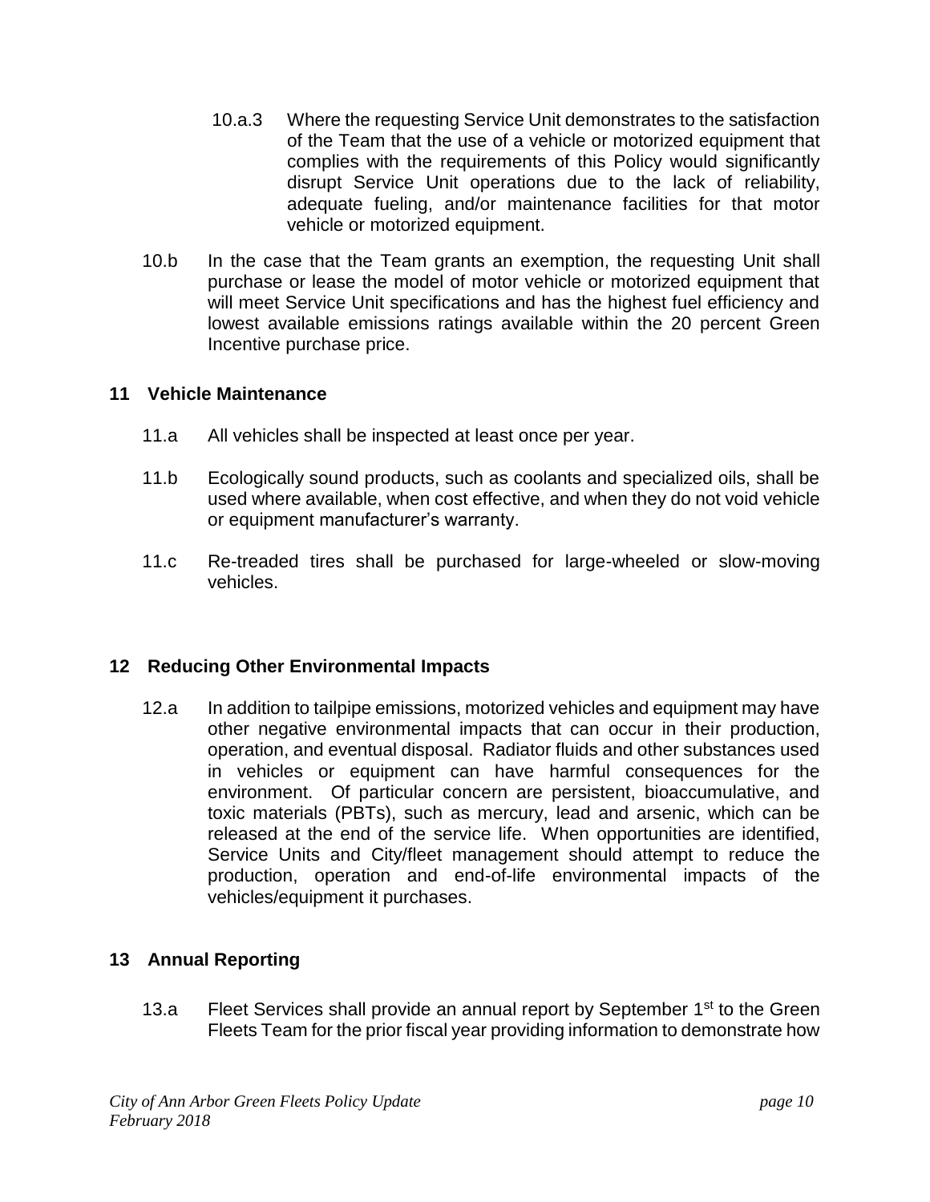10.a.3 Where the requesting Service Unit demonstrates to the satisfaction of the Team that the use of a vehicle or motorized equipment that complies with the requirements of this Policy would significantly disrupt Service Unit operations due to the lack of reliability, adequate fueling, and/or maintenance facilities for that motor vehicle or motorized equipment.

10.b In the case that the Team grants an exemption, the requesting Unit shall purchase or lease the model of motor vehicle or motorized equipment that will meet Service Unit specifications and has the highest fuel efficiency and lowest available emissions ratings available within the 20 percent Green Incentive purchase price.

## 11 Vehicle Maintenance

11.a All vehicles shall be inspected at least once per year.

11.b Ecologically sound products, such as coolants and specialized oils, shall be used where available, when cost effective, and when they do not void vehicle or equipment manufacturer's warranty.

11.c Re-treaded tires shall be purchased for large-wheeled or slow-moving vehicles.

## 12 Reducing Other Environmental Impacts

12.a In addition to tailpipe emissions, motorized vehicles and equipment may have other negative environmental impacts that can occur in their production, operation, and eventual disposal. Radiator fluids and other substances used in vehicles or equipment can have harmful consequences for the environment. Of particular concern are persistent, bioaccumulative, and toxic materials (PBTs), such as mercury, lead and arsenic, which can be released at the end of the service life. When opportunities are identified, Service Units and City/fleet management should attempt to reduce the production, operation and end-of-life environmental impacts of the vehicles/equipment it purchases.

## 13 Annual Reporting

13.a Fleet Services shall provide an annual report by September 1st to the Green Fleets Team for the prior fiscal year providing information to demonstrate how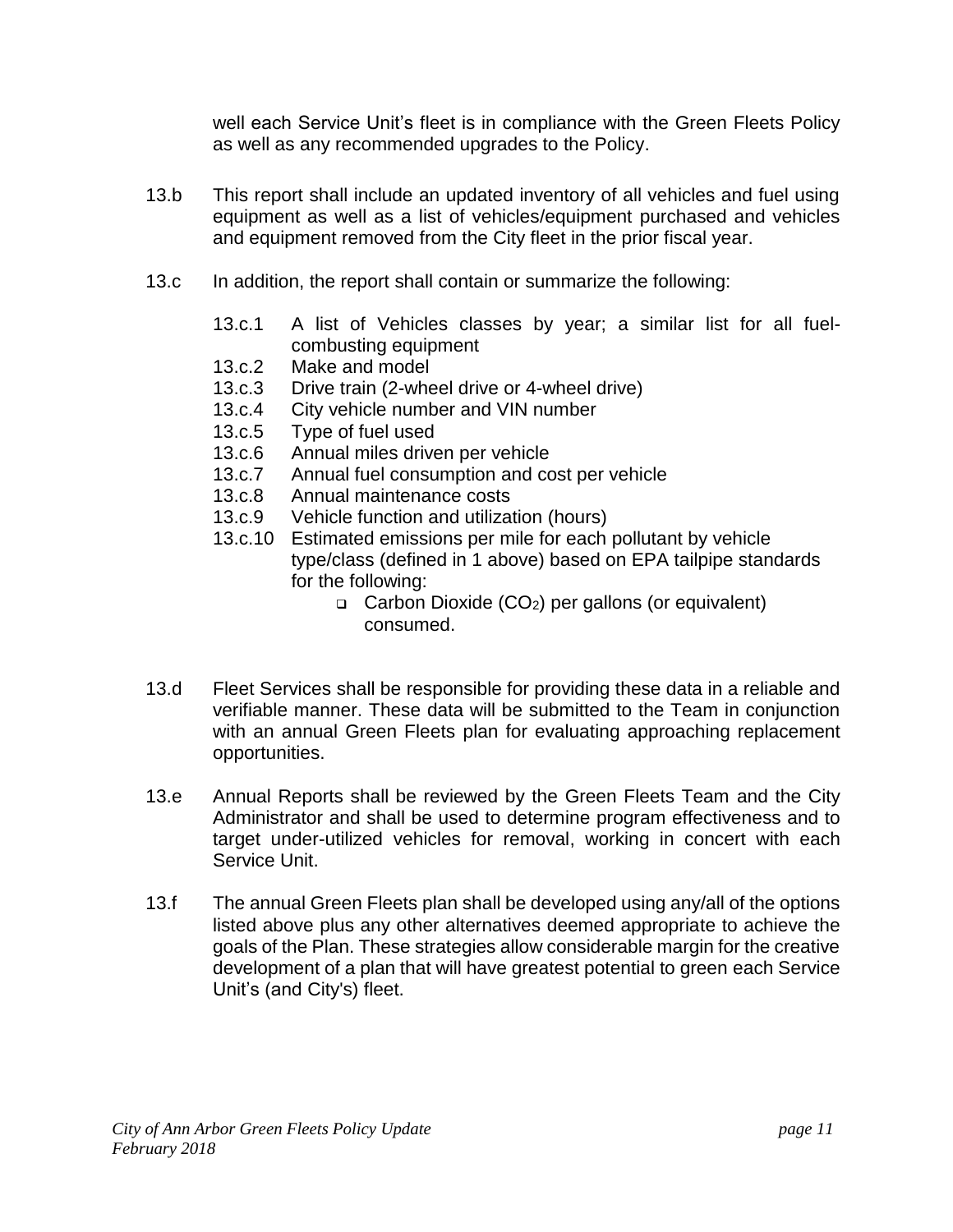well each Service Unit's fleet is in compliance with the Green Fleets Policy as well as any recommended upgrades to the Policy.

13.b This report shall include an updated inventory of all vehicles and fuel using equipment as well as a list of vehicles/equipment purchased and vehicles and equipment removed from the City fleet in the prior fiscal year.

13.c In addition, the report shall contain or summarize the following:

- 13.c.1 A list of Vehicles classes by year; a similar list for all fuel-combusting equipment
- 13.c.2 Make and model
- 13.c.3 Drive train (2-wheel drive or 4-wheel drive)
- 13.c.4 City vehicle number and VIN number
- 13.c.5 Type of fuel used
- 13.c.6 Annual miles driven per vehicle
- 13.c.7 Annual fuel consumption and cost per vehicle
- 13.c.8 Annual maintenance costs
- 13.c.9 Vehicle function and utilization (hours)
- 13.c.10 Estimated emissions per mile for each pollutant by vehicle type/class (defined in 1 above) based on EPA tailpipe standards for the following:
  - Carbon Dioxide ($CO_2$) per gallons (or equivalent) consumed.

13.d Fleet Services shall be responsible for providing these data in a reliable and verifiable manner. These data will be submitted to the Team in conjunction with an annual Green Fleets plan for evaluating approaching replacement opportunities.

13.e Annual Reports shall be reviewed by the Green Fleets Team and the City Administrator and shall be used to determine program effectiveness and to target under-utilized vehicles for removal, working in concert with each Service Unit.

13.f The annual Green Fleets plan shall be developed using any/all of the options listed above plus any other alternatives deemed appropriate to achieve the goals of the Plan. These strategies allow considerable margin for the creative development of a plan that will have greatest potential to green each Service Unit's (and City's) fleet.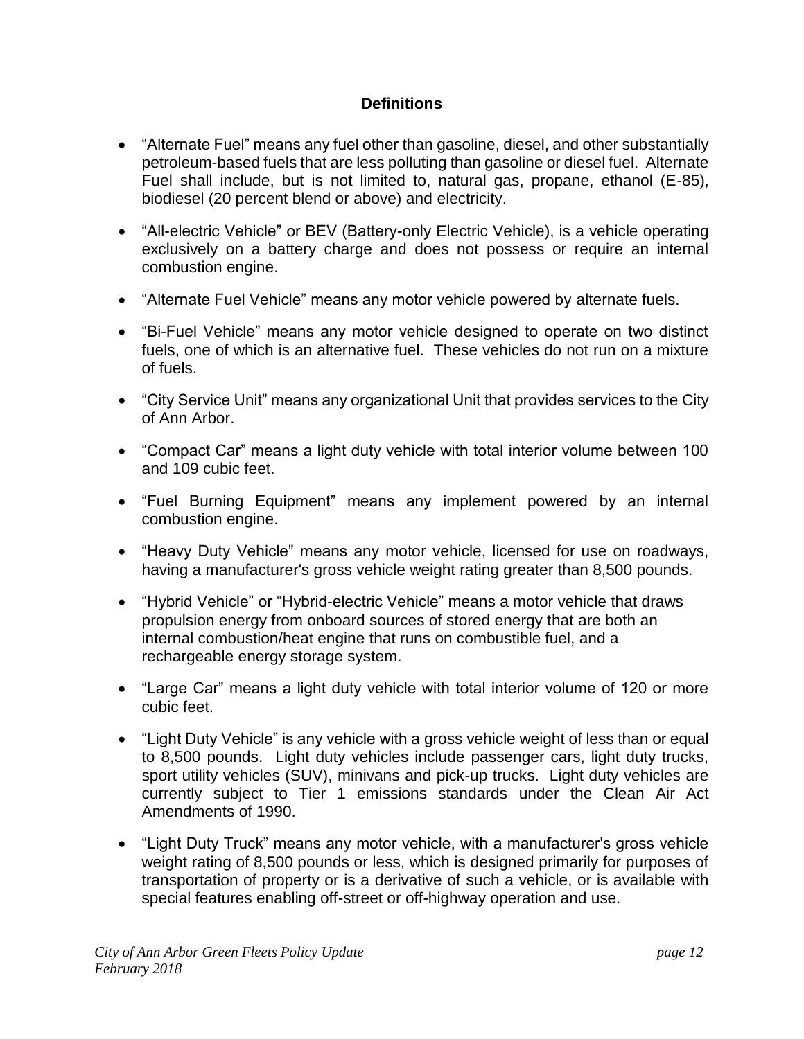## Definitions

- "Alternate Fuel" means any fuel other than gasoline, diesel, and other substantially petroleum-based fuels that are less polluting than gasoline or diesel fuel. Alternate Fuel shall include, but is not limited to, natural gas, propane, ethanol (E-85), biodiesel (20 percent blend or above) and electricity.
- "All-electric Vehicle" or BEV (Battery-only Electric Vehicle), is a vehicle operating exclusively on a battery charge and does not possess or require an internal combustion engine.
- "Alternate Fuel Vehicle" means any motor vehicle powered by alternate fuels.
- "Bi-Fuel Vehicle" means any motor vehicle designed to operate on two distinct fuels, one of which is an alternative fuel. These vehicles do not run on a mixture of fuels.
- "City Service Unit" means any organizational Unit that provides services to the City of Ann Arbor.
- "Compact Car" means a light duty vehicle with total interior volume between 100 and 109 cubic feet.
- "Fuel Burning Equipment" means any implement powered by an internal combustion engine.
- "Heavy Duty Vehicle" means any motor vehicle, licensed for use on roadways, having a manufacturer's gross vehicle weight rating greater than 8,500 pounds.
- "Hybrid Vehicle" or "Hybrid-electric Vehicle" means a motor vehicle that draws propulsion energy from onboard sources of stored energy that are both an internal combustion/heat engine that runs on combustible fuel, and a rechargeable energy storage system.
- "Large Car" means a light duty vehicle with total interior volume of 120 or more cubic feet.
- "Light Duty Vehicle" is any vehicle with a gross vehicle weight of less than or equal to 8,500 pounds. Light duty vehicles include passenger cars, light duty trucks, sport utility vehicles (SUV), minivans and pick-up trucks. Light duty vehicles are currently subject to Tier 1 emissions standards under the Clean Air Act Amendments of 1990.
- "Light Duty Truck" means any motor vehicle, with a manufacturer's gross vehicle weight rating of 8,500 pounds or less, which is designed primarily for purposes of transportation of property or is a derivative of such a vehicle, or is available with special features enabling off-street or off-highway operation and use.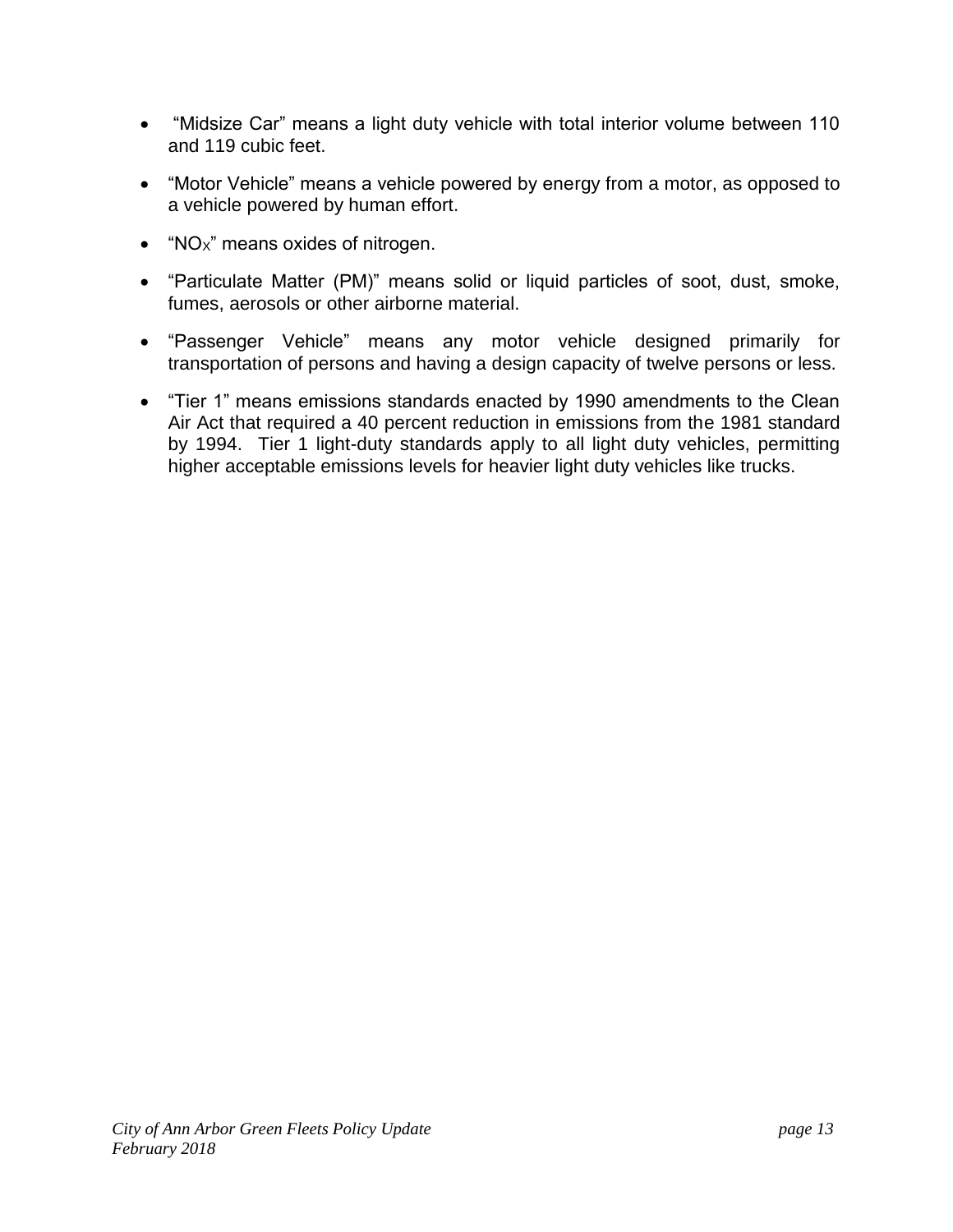- "Midsize Car" means a light duty vehicle with total interior volume between 110 and 119 cubic feet.
- "Motor Vehicle" means a vehicle powered by energy from a motor, as opposed to a vehicle powered by human effort.
- "$NO_X$" means oxides of nitrogen.
- "Particulate Matter (PM)" means solid or liquid particles of soot, dust, smoke, fumes, aerosols or other airborne material.
- "Passenger Vehicle" means any motor vehicle designed primarily for transportation of persons and having a design capacity of twelve persons or less.
- "Tier 1" means emissions standards enacted by 1990 amendments to the Clean Air Act that required a 40 percent reduction in emissions from the 1981 standard by 1994. Tier 1 light-duty standards apply to all light duty vehicles, permitting higher acceptable emissions levels for heavier light duty vehicles like trucks.